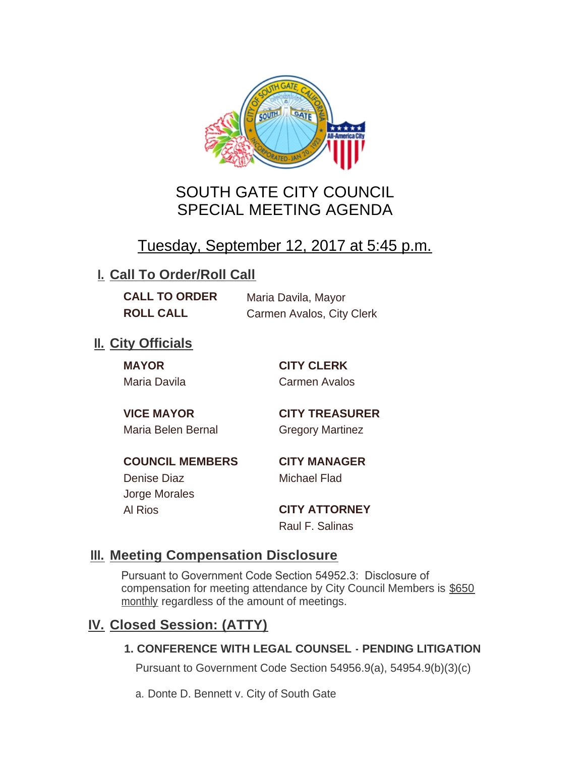# SOUTH GATE CITY COUNCIL
# SPECIAL MEETING AGENDA

## Tuesday, September 12, 2017 at 5:45 p.m.

## I. Call To Order/Roll Call

**CALL TO ORDER** Maria Davila, Mayor

**ROLL CALL** Carmen Avalos, City Clerk

## II. City Officials

**MAYOR**
Maria Davila

**VICE MAYOR**
Maria Belen Bernal

**COUNCIL MEMBERS**
Denise Diaz
Jorge Morales
Al Rios

**CITY CLERK**
Carmen Avalos

**CITY TREASURER**
Gregory Martinez

**CITY MANAGER**
Michael Flad

**CITY ATTORNEY**
Raul F. Salinas

## III. Meeting Compensation Disclosure

Pursuant to Government Code Section 54952.3: Disclosure of compensation for meeting attendance by City Council Members is $650 monthly regardless of the amount of meetings.

## IV. Closed Session: (ATTY)

### 1. CONFERENCE WITH LEGAL COUNSEL - PENDING LITIGATION

Pursuant to Government Code Section 54956.9(a), 54954.9(b)(3)(c)

a. Donte D. Bennett v. City of South Gate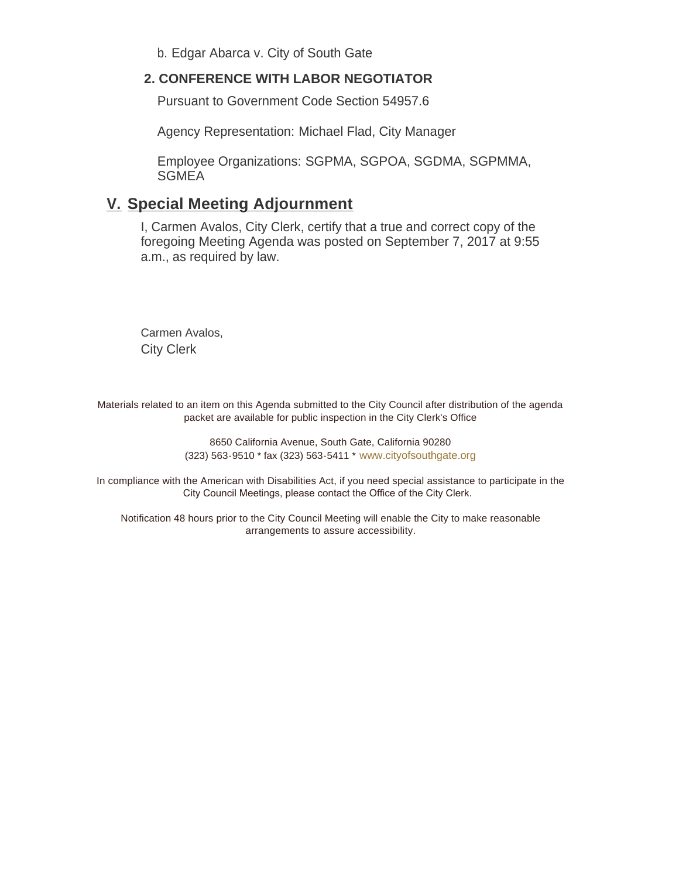b. Edgar Abarca v. City of South Gate

**2. CONFERENCE WITH LABOR NEGOTIATOR**

Pursuant to Government Code Section 54957.6

Agency Representation: Michael Flad, City Manager

Employee Organizations: SGPMA, SGPOA, SGDMA, SGPMMA, SGMEA

## V. Special Meeting Adjournment

I, Carmen Avalos, City Clerk, certify that a true and correct copy of the foregoing Meeting Agenda was posted on September 7, 2017 at 9:55 a.m., as required by law.

Carmen Avalos,
City Clerk

Materials related to an item on this Agenda submitted to the City Council after distribution of the agenda packet are available for public inspection in the City Clerk's Office

8650 California Avenue, South Gate, California 90280
(323) 563-9510 * fax (323) 563-5411 * www.cityofsouthgate.org

In compliance with the American with Disabilities Act, if you need special assistance to participate in the City Council Meetings, please contact the Office of the City Clerk.

Notification 48 hours prior to the City Council Meeting will enable the City to make reasonable arrangements to assure accessibility.